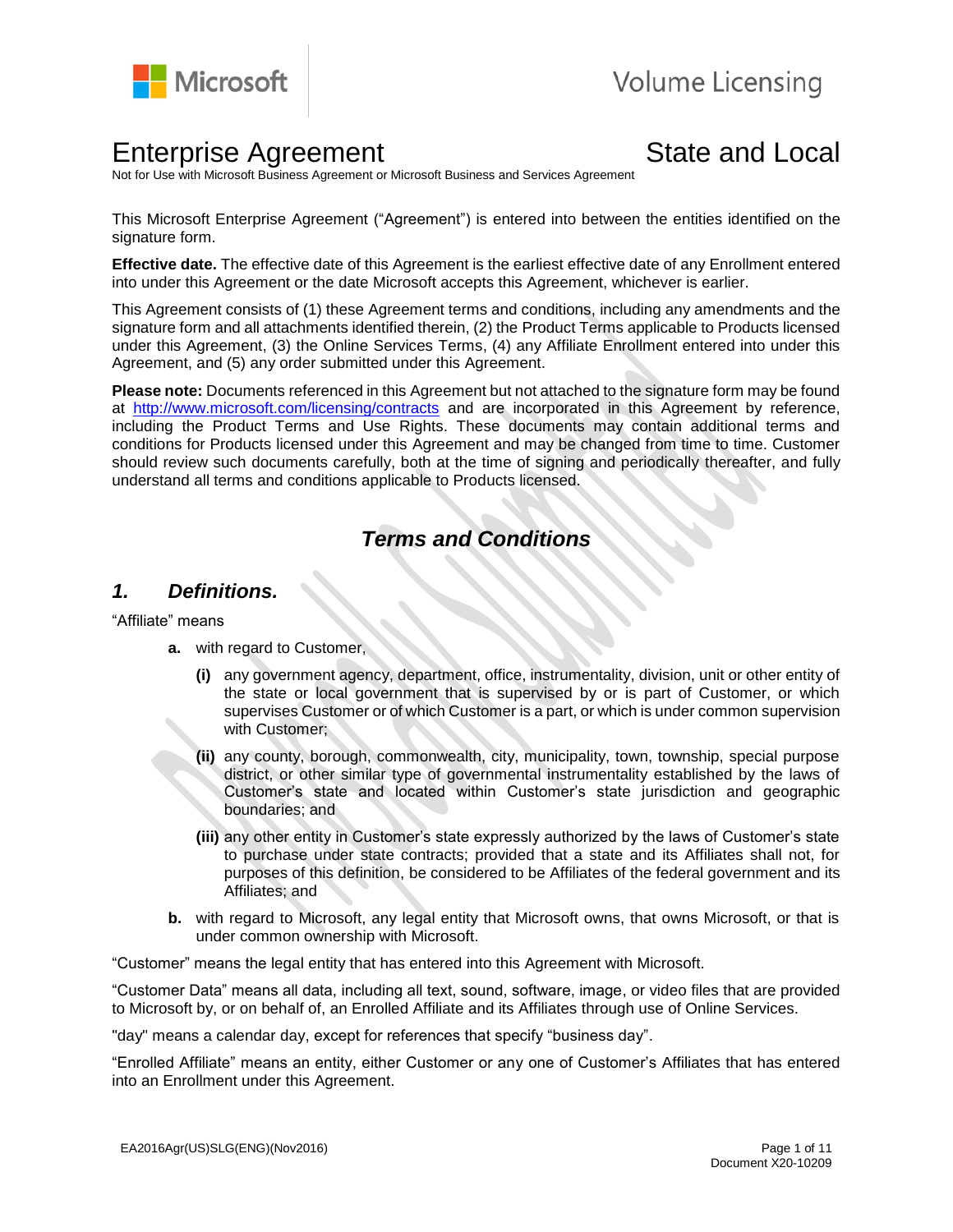Microsoft | Volume Licensing

# Enterprise Agreement — State and Local

Not for Use with Microsoft Business Agreement or Microsoft Business and Services Agreement

This Microsoft Enterprise Agreement ("Agreement") is entered into between the entities identified on the signature form.

**Effective date.** The effective date of this Agreement is the earliest effective date of any Enrollment entered into under this Agreement or the date Microsoft accepts this Agreement, whichever is earlier.

This Agreement consists of (1) these Agreement terms and conditions, including any amendments and the signature form and all attachments identified therein, (2) the Product Terms applicable to Products licensed under this Agreement, (3) the Online Services Terms, (4) any Affiliate Enrollment entered into under this Agreement, and (5) any order submitted under this Agreement.

**Please note:** Documents referenced in this Agreement but not attached to the signature form may be found at http://www.microsoft.com/licensing/contracts and are incorporated in this Agreement by reference, including the Product Terms and Use Rights. These documents may contain additional terms and conditions for Products licensed under this Agreement and may be changed from time to time. Customer should review such documents carefully, both at the time of signing and periodically thereafter, and fully understand all terms and conditions applicable to Products licensed.

## *Terms and Conditions*

### *1. Definitions.*

"Affiliate" means

- **a.** with regard to Customer,
  - **(i)** any government agency, department, office, instrumentality, division, unit or other entity of the state or local government that is supervised by or is part of Customer, or which supervises Customer or of which Customer is a part, or which is under common supervision with Customer;
  - **(ii)** any county, borough, commonwealth, city, municipality, town, township, special purpose district, or other similar type of governmental instrumentality established by the laws of Customer's state and located within Customer's state jurisdiction and geographic boundaries; and
  - **(iii)** any other entity in Customer's state expressly authorized by the laws of Customer's state to purchase under state contracts; provided that a state and its Affiliates shall not, for purposes of this definition, be considered to be Affiliates of the federal government and its Affiliates; and
- **b.** with regard to Microsoft, any legal entity that Microsoft owns, that owns Microsoft, or that is under common ownership with Microsoft.

"Customer" means the legal entity that has entered into this Agreement with Microsoft.

"Customer Data" means all data, including all text, sound, software, image, or video files that are provided to Microsoft by, or on behalf of, an Enrolled Affiliate and its Affiliates through use of Online Services.

"day" means a calendar day, except for references that specify "business day".

"Enrolled Affiliate" means an entity, either Customer or any one of Customer's Affiliates that has entered into an Enrollment under this Agreement.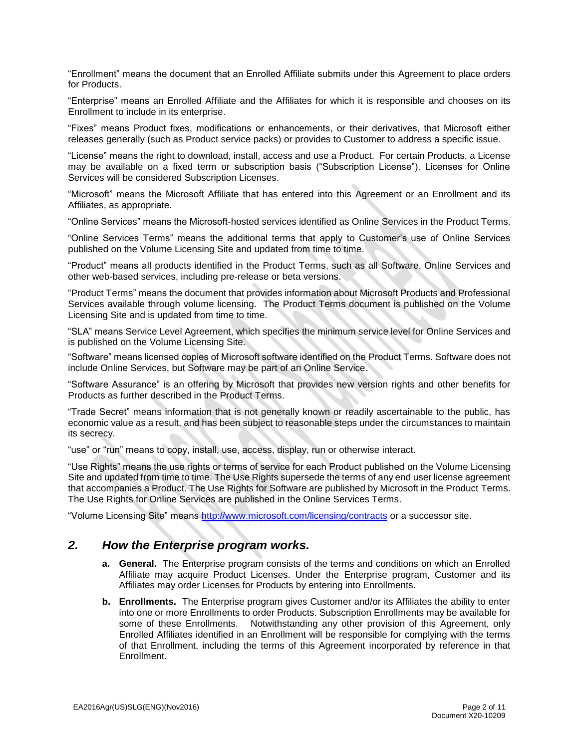"Enrollment" means the document that an Enrolled Affiliate submits under this Agreement to place orders for Products.

"Enterprise" means an Enrolled Affiliate and the Affiliates for which it is responsible and chooses on its Enrollment to include in its enterprise.

"Fixes" means Product fixes, modifications or enhancements, or their derivatives, that Microsoft either releases generally (such as Product service packs) or provides to Customer to address a specific issue.

"License" means the right to download, install, access and use a Product. For certain Products, a License may be available on a fixed term or subscription basis ("Subscription License"). Licenses for Online Services will be considered Subscription Licenses.

"Microsoft" means the Microsoft Affiliate that has entered into this Agreement or an Enrollment and its Affiliates, as appropriate.

"Online Services" means the Microsoft-hosted services identified as Online Services in the Product Terms.

"Online Services Terms" means the additional terms that apply to Customer's use of Online Services published on the Volume Licensing Site and updated from time to time.

"Product" means all products identified in the Product Terms, such as all Software, Online Services and other web-based services, including pre-release or beta versions.

"Product Terms" means the document that provides information about Microsoft Products and Professional Services available through volume licensing. The Product Terms document is published on the Volume Licensing Site and is updated from time to time.

"SLA" means Service Level Agreement, which specifies the minimum service level for Online Services and is published on the Volume Licensing Site.

"Software" means licensed copies of Microsoft software identified on the Product Terms. Software does not include Online Services, but Software may be part of an Online Service.

"Software Assurance" is an offering by Microsoft that provides new version rights and other benefits for Products as further described in the Product Terms.

"Trade Secret" means information that is not generally known or readily ascertainable to the public, has economic value as a result, and has been subject to reasonable steps under the circumstances to maintain its secrecy.

"use" or "run" means to copy, install, use, access, display, run or otherwise interact.

"Use Rights" means the use rights or terms of service for each Product published on the Volume Licensing Site and updated from time to time. The Use Rights supersede the terms of any end user license agreement that accompanies a Product. The Use Rights for Software are published by Microsoft in the Product Terms. The Use Rights for Online Services are published in the Online Services Terms.

"Volume Licensing Site" means http://www.microsoft.com/licensing/contracts or a successor site.

## *2. How the Enterprise program works.*

**a. General.** The Enterprise program consists of the terms and conditions on which an Enrolled Affiliate may acquire Product Licenses. Under the Enterprise program, Customer and its Affiliates may order Licenses for Products by entering into Enrollments.

**b. Enrollments.** The Enterprise program gives Customer and/or its Affiliates the ability to enter into one or more Enrollments to order Products. Subscription Enrollments may be available for some of these Enrollments. Notwithstanding any other provision of this Agreement, only Enrolled Affiliates identified in an Enrollment will be responsible for complying with the terms of that Enrollment, including the terms of this Agreement incorporated by reference in that Enrollment.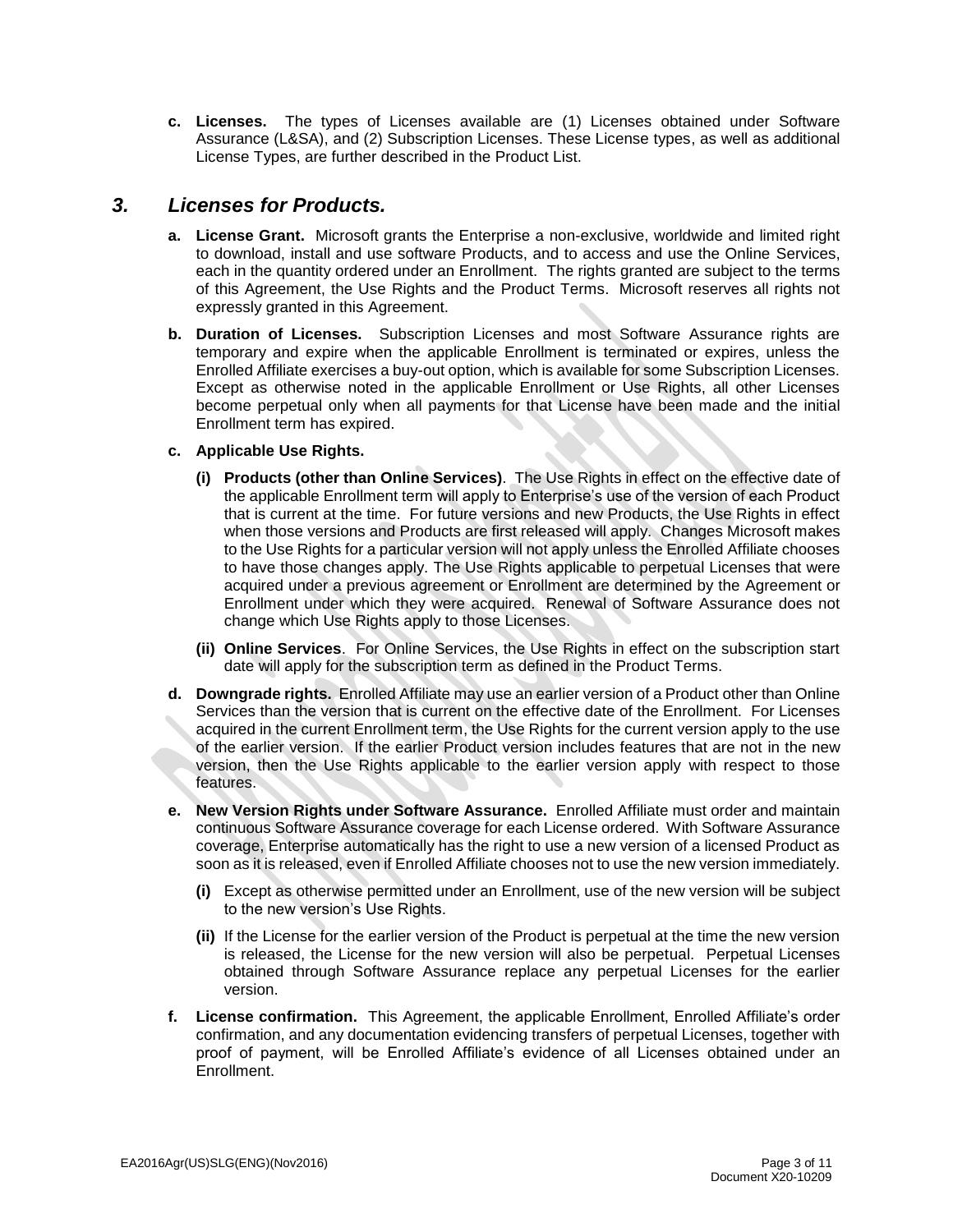**c. Licenses.** The types of Licenses available are (1) Licenses obtained under Software Assurance (L&SA), and (2) Subscription Licenses. These License types, as well as additional License Types, are further described in the Product List.

## *3. Licenses for Products.*

**a. License Grant.** Microsoft grants the Enterprise a non-exclusive, worldwide and limited right to download, install and use software Products, and to access and use the Online Services, each in the quantity ordered under an Enrollment. The rights granted are subject to the terms of this Agreement, the Use Rights and the Product Terms. Microsoft reserves all rights not expressly granted in this Agreement.

**b. Duration of Licenses.** Subscription Licenses and most Software Assurance rights are temporary and expire when the applicable Enrollment is terminated or expires, unless the Enrolled Affiliate exercises a buy-out option, which is available for some Subscription Licenses. Except as otherwise noted in the applicable Enrollment or Use Rights, all other Licenses become perpetual only when all payments for that License have been made and the initial Enrollment term has expired.

**c. Applicable Use Rights.**

**(i) Products (other than Online Services)**. The Use Rights in effect on the effective date of the applicable Enrollment term will apply to Enterprise's use of the version of each Product that is current at the time. For future versions and new Products, the Use Rights in effect when those versions and Products are first released will apply. Changes Microsoft makes to the Use Rights for a particular version will not apply unless the Enrolled Affiliate chooses to have those changes apply. The Use Rights applicable to perpetual Licenses that were acquired under a previous agreement or Enrollment are determined by the Agreement or Enrollment under which they were acquired. Renewal of Software Assurance does not change which Use Rights apply to those Licenses.

**(ii) Online Services**. For Online Services, the Use Rights in effect on the subscription start date will apply for the subscription term as defined in the Product Terms.

**d. Downgrade rights.** Enrolled Affiliate may use an earlier version of a Product other than Online Services than the version that is current on the effective date of the Enrollment. For Licenses acquired in the current Enrollment term, the Use Rights for the current version apply to the use of the earlier version. If the earlier Product version includes features that are not in the new version, then the Use Rights applicable to the earlier version apply with respect to those features.

**e. New Version Rights under Software Assurance.** Enrolled Affiliate must order and maintain continuous Software Assurance coverage for each License ordered. With Software Assurance coverage, Enterprise automatically has the right to use a new version of a licensed Product as soon as it is released, even if Enrolled Affiliate chooses not to use the new version immediately.

**(i)** Except as otherwise permitted under an Enrollment, use of the new version will be subject to the new version's Use Rights.

**(ii)** If the License for the earlier version of the Product is perpetual at the time the new version is released, the License for the new version will also be perpetual. Perpetual Licenses obtained through Software Assurance replace any perpetual Licenses for the earlier version.

**f. License confirmation.** This Agreement, the applicable Enrollment, Enrolled Affiliate's order confirmation, and any documentation evidencing transfers of perpetual Licenses, together with proof of payment, will be Enrolled Affiliate's evidence of all Licenses obtained under an Enrollment.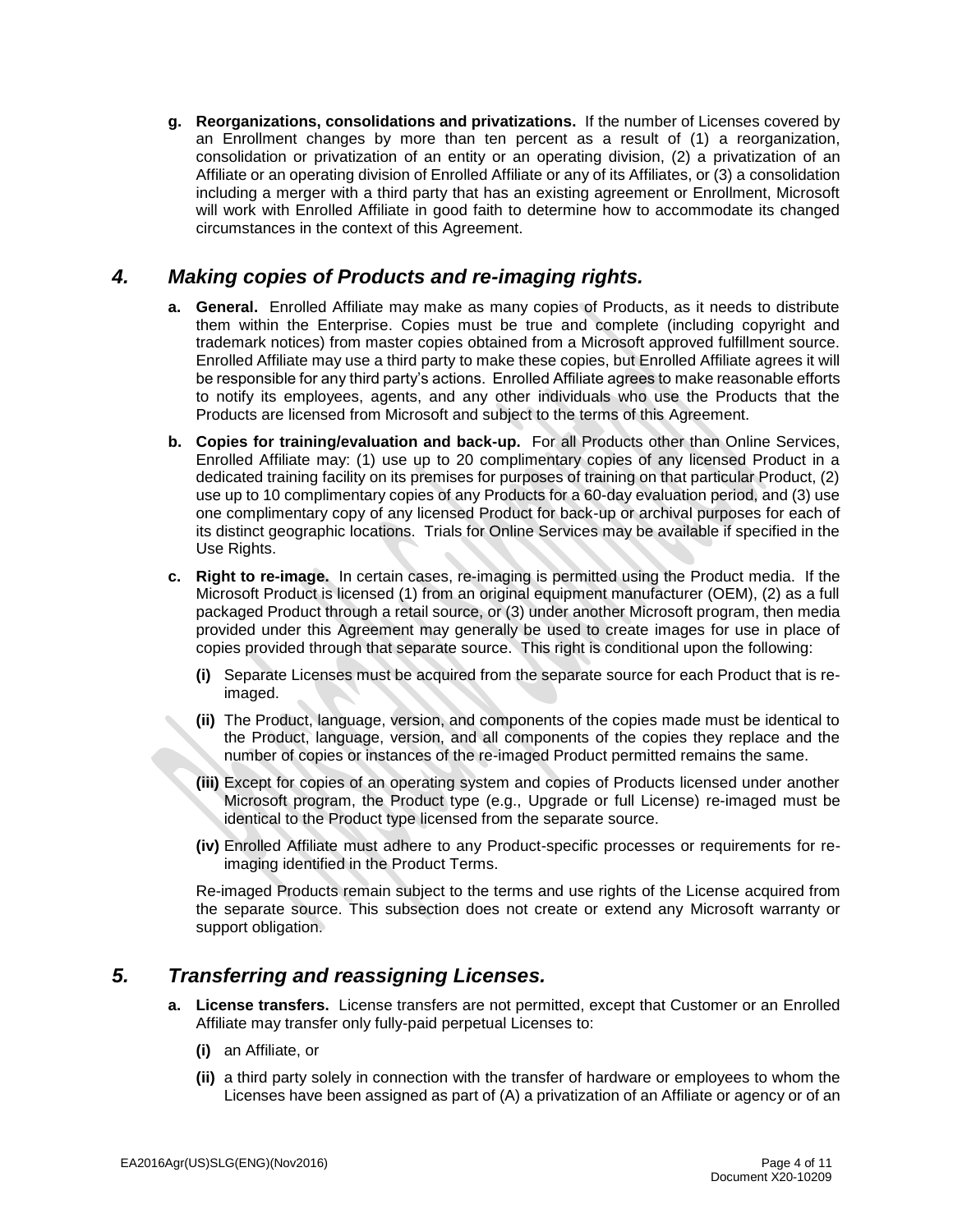**g. Reorganizations, consolidations and privatizations.** If the number of Licenses covered by an Enrollment changes by more than ten percent as a result of (1) a reorganization, consolidation or privatization of an entity or an operating division, (2) a privatization of an Affiliate or an operating division of Enrolled Affiliate or any of its Affiliates, or (3) a consolidation including a merger with a third party that has an existing agreement or Enrollment, Microsoft will work with Enrolled Affiliate in good faith to determine how to accommodate its changed circumstances in the context of this Agreement.

## *4. Making copies of Products and re-imaging rights.*

**a. General.** Enrolled Affiliate may make as many copies of Products, as it needs to distribute them within the Enterprise. Copies must be true and complete (including copyright and trademark notices) from master copies obtained from a Microsoft approved fulfillment source. Enrolled Affiliate may use a third party to make these copies, but Enrolled Affiliate agrees it will be responsible for any third party's actions. Enrolled Affiliate agrees to make reasonable efforts to notify its employees, agents, and any other individuals who use the Products that the Products are licensed from Microsoft and subject to the terms of this Agreement.

**b. Copies for training/evaluation and back-up.** For all Products other than Online Services, Enrolled Affiliate may: (1) use up to 20 complimentary copies of any licensed Product in a dedicated training facility on its premises for purposes of training on that particular Product, (2) use up to 10 complimentary copies of any Products for a 60-day evaluation period, and (3) use one complimentary copy of any licensed Product for back-up or archival purposes for each of its distinct geographic locations. Trials for Online Services may be available if specified in the Use Rights.

**c. Right to re-image.** In certain cases, re-imaging is permitted using the Product media. If the Microsoft Product is licensed (1) from an original equipment manufacturer (OEM), (2) as a full packaged Product through a retail source, or (3) under another Microsoft program, then media provided under this Agreement may generally be used to create images for use in place of copies provided through that separate source. This right is conditional upon the following:

**(i)** Separate Licenses must be acquired from the separate source for each Product that is re-imaged.

**(ii)** The Product, language, version, and components of the copies made must be identical to the Product, language, version, and all components of the copies they replace and the number of copies or instances of the re-imaged Product permitted remains the same.

**(iii)** Except for copies of an operating system and copies of Products licensed under another Microsoft program, the Product type (e.g., Upgrade or full License) re-imaged must be identical to the Product type licensed from the separate source.

**(iv)** Enrolled Affiliate must adhere to any Product-specific processes or requirements for re-imaging identified in the Product Terms.

Re-imaged Products remain subject to the terms and use rights of the License acquired from the separate source. This subsection does not create or extend any Microsoft warranty or support obligation.

## *5. Transferring and reassigning Licenses.*

**a. License transfers.** License transfers are not permitted, except that Customer or an Enrolled Affiliate may transfer only fully-paid perpetual Licenses to:

**(i)** an Affiliate, or

**(ii)** a third party solely in connection with the transfer of hardware or employees to whom the Licenses have been assigned as part of (A) a privatization of an Affiliate or agency or of an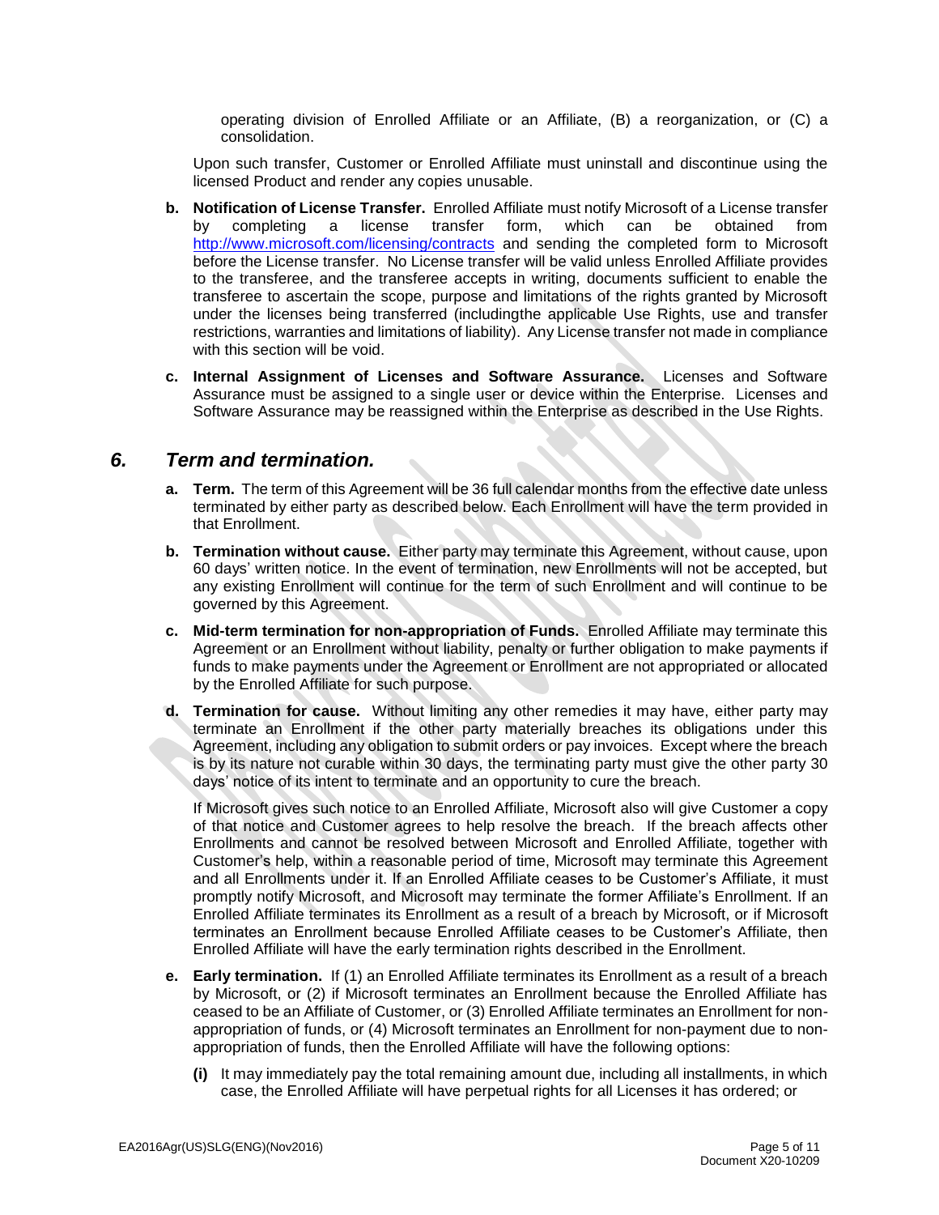operating division of Enrolled Affiliate or an Affiliate, (B) a reorganization, or (C) a consolidation.

Upon such transfer, Customer or Enrolled Affiliate must uninstall and discontinue using the licensed Product and render any copies unusable.

**b. Notification of License Transfer.** Enrolled Affiliate must notify Microsoft of a License transfer by completing a license transfer form, which can be obtained from http://www.microsoft.com/licensing/contracts and sending the completed form to Microsoft before the License transfer. No License transfer will be valid unless Enrolled Affiliate provides to the transferee, and the transferee accepts in writing, documents sufficient to enable the transferee to ascertain the scope, purpose and limitations of the rights granted by Microsoft under the licenses being transferred (includingthe applicable Use Rights, use and transfer restrictions, warranties and limitations of liability). Any License transfer not made in compliance with this section will be void.

**c. Internal Assignment of Licenses and Software Assurance.** Licenses and Software Assurance must be assigned to a single user or device within the Enterprise. Licenses and Software Assurance may be reassigned within the Enterprise as described in the Use Rights.

## *6. Term and termination.*

**a. Term.** The term of this Agreement will be 36 full calendar months from the effective date unless terminated by either party as described below. Each Enrollment will have the term provided in that Enrollment.

**b. Termination without cause.** Either party may terminate this Agreement, without cause, upon 60 days' written notice. In the event of termination, new Enrollments will not be accepted, but any existing Enrollment will continue for the term of such Enrollment and will continue to be governed by this Agreement.

**c. Mid-term termination for non-appropriation of Funds.** Enrolled Affiliate may terminate this Agreement or an Enrollment without liability, penalty or further obligation to make payments if funds to make payments under the Agreement or Enrollment are not appropriated or allocated by the Enrolled Affiliate for such purpose.

**d. Termination for cause.** Without limiting any other remedies it may have, either party may terminate an Enrollment if the other party materially breaches its obligations under this Agreement, including any obligation to submit orders or pay invoices. Except where the breach is by its nature not curable within 30 days, the terminating party must give the other party 30 days' notice of its intent to terminate and an opportunity to cure the breach.

If Microsoft gives such notice to an Enrolled Affiliate, Microsoft also will give Customer a copy of that notice and Customer agrees to help resolve the breach. If the breach affects other Enrollments and cannot be resolved between Microsoft and Enrolled Affiliate, together with Customer's help, within a reasonable period of time, Microsoft may terminate this Agreement and all Enrollments under it. If an Enrolled Affiliate ceases to be Customer's Affiliate, it must promptly notify Microsoft, and Microsoft may terminate the former Affiliate's Enrollment. If an Enrolled Affiliate terminates its Enrollment as a result of a breach by Microsoft, or if Microsoft terminates an Enrollment because Enrolled Affiliate ceases to be Customer's Affiliate, then Enrolled Affiliate will have the early termination rights described in the Enrollment.

**e. Early termination.** If (1) an Enrolled Affiliate terminates its Enrollment as a result of a breach by Microsoft, or (2) if Microsoft terminates an Enrollment because the Enrolled Affiliate has ceased to be an Affiliate of Customer, or (3) Enrolled Affiliate terminates an Enrollment for non-appropriation of funds, or (4) Microsoft terminates an Enrollment for non-payment due to non-appropriation of funds, then the Enrolled Affiliate will have the following options:

**(i)** It may immediately pay the total remaining amount due, including all installments, in which case, the Enrolled Affiliate will have perpetual rights for all Licenses it has ordered; or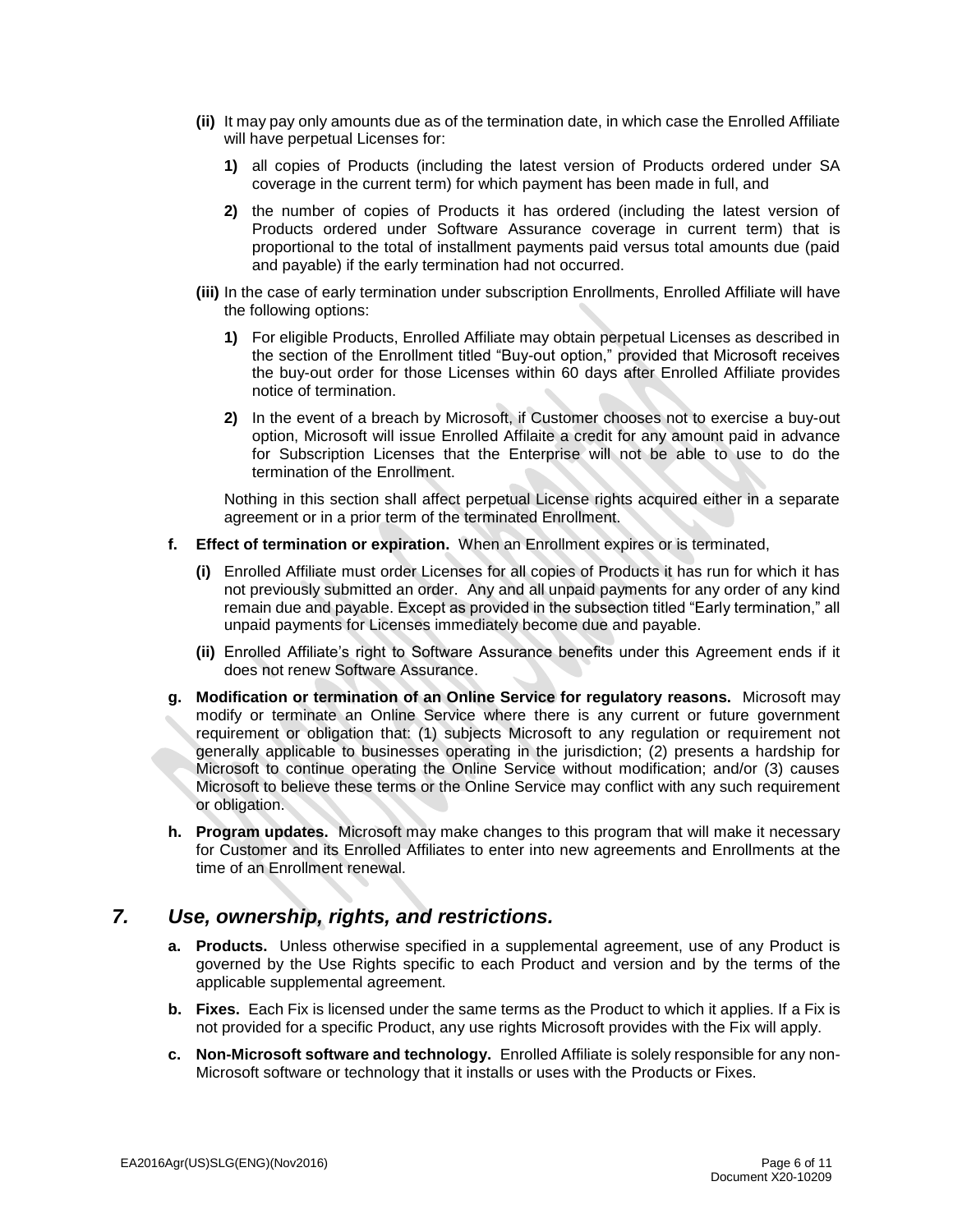**(ii)** It may pay only amounts due as of the termination date, in which case the Enrolled Affiliate will have perpetual Licenses for:

**1)** all copies of Products (including the latest version of Products ordered under SA coverage in the current term) for which payment has been made in full, and

**2)** the number of copies of Products it has ordered (including the latest version of Products ordered under Software Assurance coverage in current term) that is proportional to the total of installment payments paid versus total amounts due (paid and payable) if the early termination had not occurred.

**(iii)** In the case of early termination under subscription Enrollments, Enrolled Affiliate will have the following options:

**1)** For eligible Products, Enrolled Affiliate may obtain perpetual Licenses as described in the section of the Enrollment titled "Buy-out option," provided that Microsoft receives the buy-out order for those Licenses within 60 days after Enrolled Affiliate provides notice of termination.

**2)** In the event of a breach by Microsoft, if Customer chooses not to exercise a buy-out option, Microsoft will issue Enrolled Affilaite a credit for any amount paid in advance for Subscription Licenses that the Enterprise will not be able to use to do the termination of the Enrollment.

Nothing in this section shall affect perpetual License rights acquired either in a separate agreement or in a prior term of the terminated Enrollment.

**f. Effect of termination or expiration.** When an Enrollment expires or is terminated,

**(i)** Enrolled Affiliate must order Licenses for all copies of Products it has run for which it has not previously submitted an order. Any and all unpaid payments for any order of any kind remain due and payable. Except as provided in the subsection titled "Early termination," all unpaid payments for Licenses immediately become due and payable.

**(ii)** Enrolled Affiliate's right to Software Assurance benefits under this Agreement ends if it does not renew Software Assurance.

**g. Modification or termination of an Online Service for regulatory reasons.** Microsoft may modify or terminate an Online Service where there is any current or future government requirement or obligation that: (1) subjects Microsoft to any regulation or requirement not generally applicable to businesses operating in the jurisdiction; (2) presents a hardship for Microsoft to continue operating the Online Service without modification; and/or (3) causes Microsoft to believe these terms or the Online Service may conflict with any such requirement or obligation.

**h. Program updates.** Microsoft may make changes to this program that will make it necessary for Customer and its Enrolled Affiliates to enter into new agreements and Enrollments at the time of an Enrollment renewal.

## *7. Use, ownership, rights, and restrictions.*

**a. Products.** Unless otherwise specified in a supplemental agreement, use of any Product is governed by the Use Rights specific to each Product and version and by the terms of the applicable supplemental agreement.

**b. Fixes.** Each Fix is licensed under the same terms as the Product to which it applies. If a Fix is not provided for a specific Product, any use rights Microsoft provides with the Fix will apply.

**c. Non-Microsoft software and technology.** Enrolled Affiliate is solely responsible for any non-Microsoft software or technology that it installs or uses with the Products or Fixes.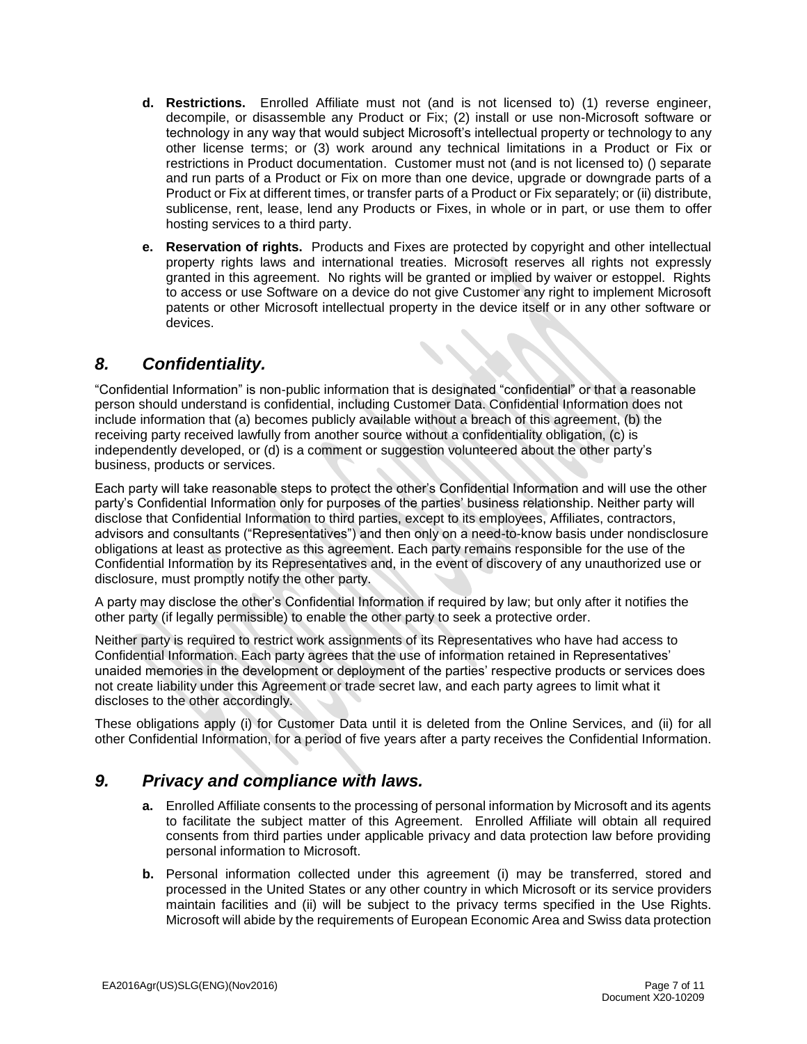- **d. Restrictions.** Enrolled Affiliate must not (and is not licensed to) (1) reverse engineer, decompile, or disassemble any Product or Fix; (2) install or use non-Microsoft software or technology in any way that would subject Microsoft's intellectual property or technology to any other license terms; or (3) work around any technical limitations in a Product or Fix or restrictions in Product documentation. Customer must not (and is not licensed to) () separate and run parts of a Product or Fix on more than one device, upgrade or downgrade parts of a Product or Fix at different times, or transfer parts of a Product or Fix separately; or (ii) distribute, sublicense, rent, lease, lend any Products or Fixes, in whole or in part, or use them to offer hosting services to a third party.
- **e. Reservation of rights.** Products and Fixes are protected by copyright and other intellectual property rights laws and international treaties. Microsoft reserves all rights not expressly granted in this agreement. No rights will be granted or implied by waiver or estoppel. Rights to access or use Software on a device do not give Customer any right to implement Microsoft patents or other Microsoft intellectual property in the device itself or in any other software or devices.

## *8. Confidentiality.*

"Confidential Information" is non-public information that is designated "confidential" or that a reasonable person should understand is confidential, including Customer Data. Confidential Information does not include information that (a) becomes publicly available without a breach of this agreement, (b) the receiving party received lawfully from another source without a confidentiality obligation, (c) is independently developed, or (d) is a comment or suggestion volunteered about the other party's business, products or services.

Each party will take reasonable steps to protect the other's Confidential Information and will use the other party's Confidential Information only for purposes of the parties' business relationship. Neither party will disclose that Confidential Information to third parties, except to its employees, Affiliates, contractors, advisors and consultants ("Representatives") and then only on a need-to-know basis under nondisclosure obligations at least as protective as this agreement. Each party remains responsible for the use of the Confidential Information by its Representatives and, in the event of discovery of any unauthorized use or disclosure, must promptly notify the other party.

A party may disclose the other's Confidential Information if required by law; but only after it notifies the other party (if legally permissible) to enable the other party to seek a protective order.

Neither party is required to restrict work assignments of its Representatives who have had access to Confidential Information. Each party agrees that the use of information retained in Representatives' unaided memories in the development or deployment of the parties' respective products or services does not create liability under this Agreement or trade secret law, and each party agrees to limit what it discloses to the other accordingly.

These obligations apply (i) for Customer Data until it is deleted from the Online Services, and (ii) for all other Confidential Information, for a period of five years after a party receives the Confidential Information.

## *9. Privacy and compliance with laws.*

- **a.** Enrolled Affiliate consents to the processing of personal information by Microsoft and its agents to facilitate the subject matter of this Agreement. Enrolled Affiliate will obtain all required consents from third parties under applicable privacy and data protection law before providing personal information to Microsoft.
- **b.** Personal information collected under this agreement (i) may be transferred, stored and processed in the United States or any other country in which Microsoft or its service providers maintain facilities and (ii) will be subject to the privacy terms specified in the Use Rights. Microsoft will abide by the requirements of European Economic Area and Swiss data protection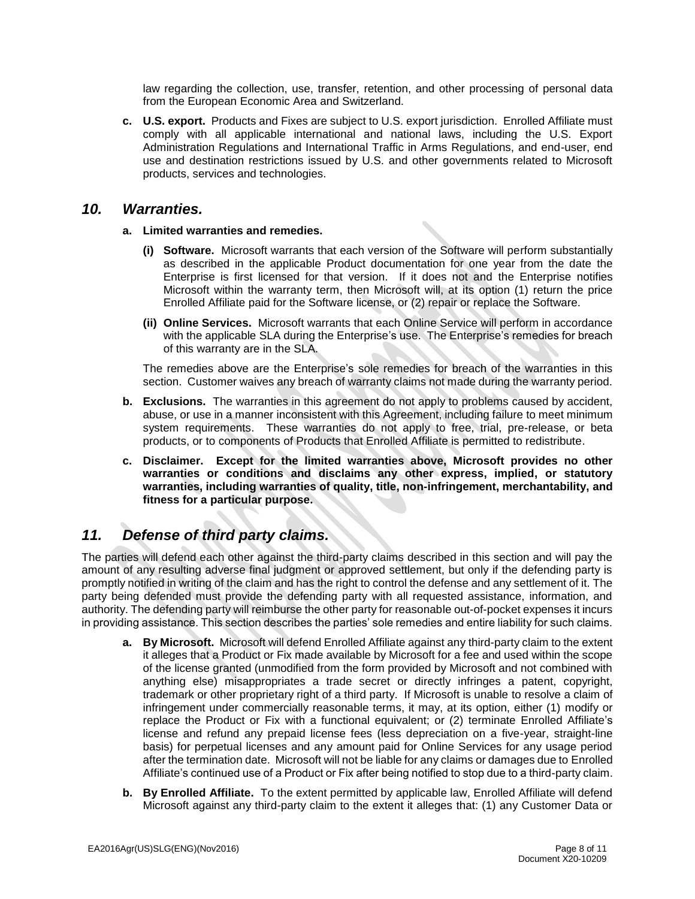law regarding the collection, use, transfer, retention, and other processing of personal data from the European Economic Area and Switzerland.

**c. U.S. export.** Products and Fixes are subject to U.S. export jurisdiction. Enrolled Affiliate must comply with all applicable international and national laws, including the U.S. Export Administration Regulations and International Traffic in Arms Regulations, and end-user, end use and destination restrictions issued by U.S. and other governments related to Microsoft products, services and technologies.

## *10. Warranties.*

**a. Limited warranties and remedies.**

**(i) Software.** Microsoft warrants that each version of the Software will perform substantially as described in the applicable Product documentation for one year from the date the Enterprise is first licensed for that version. If it does not and the Enterprise notifies Microsoft within the warranty term, then Microsoft will, at its option (1) return the price Enrolled Affiliate paid for the Software license, or (2) repair or replace the Software.

**(ii) Online Services.** Microsoft warrants that each Online Service will perform in accordance with the applicable SLA during the Enterprise's use. The Enterprise's remedies for breach of this warranty are in the SLA.

The remedies above are the Enterprise's sole remedies for breach of the warranties in this section. Customer waives any breach of warranty claims not made during the warranty period.

**b. Exclusions.** The warranties in this agreement do not apply to problems caused by accident, abuse, or use in a manner inconsistent with this Agreement, including failure to meet minimum system requirements. These warranties do not apply to free, trial, pre-release, or beta products, or to components of Products that Enrolled Affiliate is permitted to redistribute.

**c. Disclaimer. Except for the limited warranties above, Microsoft provides no other warranties or conditions and disclaims any other express, implied, or statutory warranties, including warranties of quality, title, non-infringement, merchantability, and fitness for a particular purpose.**

## *11. Defense of third party claims.*

The parties will defend each other against the third-party claims described in this section and will pay the amount of any resulting adverse final judgment or approved settlement, but only if the defending party is promptly notified in writing of the claim and has the right to control the defense and any settlement of it. The party being defended must provide the defending party with all requested assistance, information, and authority. The defending party will reimburse the other party for reasonable out-of-pocket expenses it incurs in providing assistance. This section describes the parties' sole remedies and entire liability for such claims.

**a. By Microsoft.** Microsoft will defend Enrolled Affiliate against any third-party claim to the extent it alleges that a Product or Fix made available by Microsoft for a fee and used within the scope of the license granted (unmodified from the form provided by Microsoft and not combined with anything else) misappropriates a trade secret or directly infringes a patent, copyright, trademark or other proprietary right of a third party. If Microsoft is unable to resolve a claim of infringement under commercially reasonable terms, it may, at its option, either (1) modify or replace the Product or Fix with a functional equivalent; or (2) terminate Enrolled Affiliate's license and refund any prepaid license fees (less depreciation on a five-year, straight-line basis) for perpetual licenses and any amount paid for Online Services for any usage period after the termination date. Microsoft will not be liable for any claims or damages due to Enrolled Affiliate's continued use of a Product or Fix after being notified to stop due to a third-party claim.

**b. By Enrolled Affiliate.** To the extent permitted by applicable law, Enrolled Affiliate will defend Microsoft against any third-party claim to the extent it alleges that: (1) any Customer Data or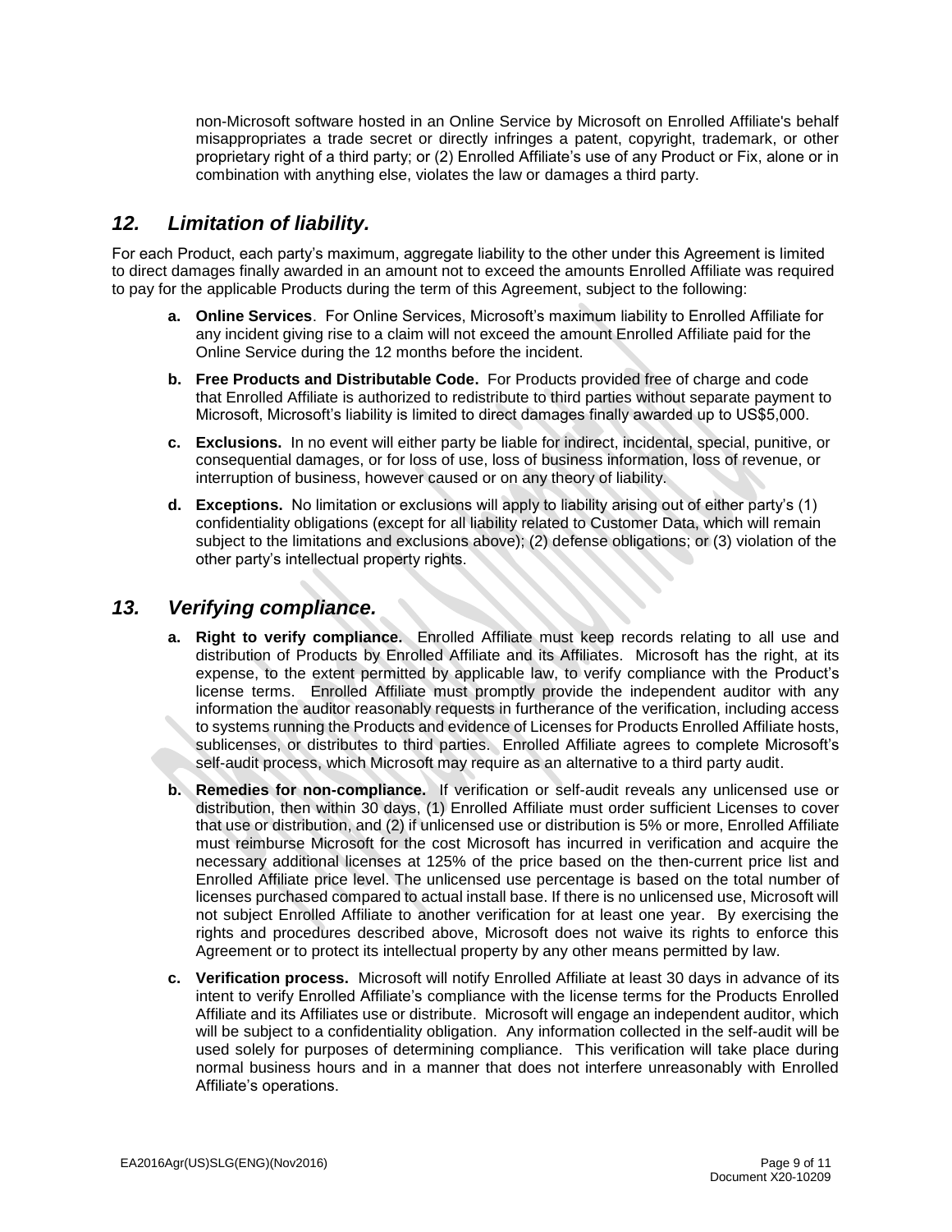non-Microsoft software hosted in an Online Service by Microsoft on Enrolled Affiliate's behalf misappropriates a trade secret or directly infringes a patent, copyright, trademark, or other proprietary right of a third party; or (2) Enrolled Affiliate's use of any Product or Fix, alone or in combination with anything else, violates the law or damages a third party.

## *12. Limitation of liability.*

For each Product, each party's maximum, aggregate liability to the other under this Agreement is limited to direct damages finally awarded in an amount not to exceed the amounts Enrolled Affiliate was required to pay for the applicable Products during the term of this Agreement, subject to the following:

- **a. Online Services**. For Online Services, Microsoft's maximum liability to Enrolled Affiliate for any incident giving rise to a claim will not exceed the amount Enrolled Affiliate paid for the Online Service during the 12 months before the incident.
- **b. Free Products and Distributable Code.** For Products provided free of charge and code that Enrolled Affiliate is authorized to redistribute to third parties without separate payment to Microsoft, Microsoft's liability is limited to direct damages finally awarded up to US$5,000.
- **c. Exclusions.** In no event will either party be liable for indirect, incidental, special, punitive, or consequential damages, or for loss of use, loss of business information, loss of revenue, or interruption of business, however caused or on any theory of liability.
- **d. Exceptions.** No limitation or exclusions will apply to liability arising out of either party's (1) confidentiality obligations (except for all liability related to Customer Data, which will remain subject to the limitations and exclusions above); (2) defense obligations; or (3) violation of the other party's intellectual property rights.

## *13. Verifying compliance.*

- **a. Right to verify compliance.** Enrolled Affiliate must keep records relating to all use and distribution of Products by Enrolled Affiliate and its Affiliates. Microsoft has the right, at its expense, to the extent permitted by applicable law, to verify compliance with the Product's license terms. Enrolled Affiliate must promptly provide the independent auditor with any information the auditor reasonably requests in furtherance of the verification, including access to systems running the Products and evidence of Licenses for Products Enrolled Affiliate hosts, sublicenses, or distributes to third parties. Enrolled Affiliate agrees to complete Microsoft's self-audit process, which Microsoft may require as an alternative to a third party audit.
- **b. Remedies for non-compliance.** If verification or self-audit reveals any unlicensed use or distribution, then within 30 days, (1) Enrolled Affiliate must order sufficient Licenses to cover that use or distribution, and (2) if unlicensed use or distribution is 5% or more, Enrolled Affiliate must reimburse Microsoft for the cost Microsoft has incurred in verification and acquire the necessary additional licenses at 125% of the price based on the then-current price list and Enrolled Affiliate price level. The unlicensed use percentage is based on the total number of licenses purchased compared to actual install base. If there is no unlicensed use, Microsoft will not subject Enrolled Affiliate to another verification for at least one year. By exercising the rights and procedures described above, Microsoft does not waive its rights to enforce this Agreement or to protect its intellectual property by any other means permitted by law.
- **c. Verification process.** Microsoft will notify Enrolled Affiliate at least 30 days in advance of its intent to verify Enrolled Affiliate's compliance with the license terms for the Products Enrolled Affiliate and its Affiliates use or distribute. Microsoft will engage an independent auditor, which will be subject to a confidentiality obligation. Any information collected in the self-audit will be used solely for purposes of determining compliance. This verification will take place during normal business hours and in a manner that does not interfere unreasonably with Enrolled Affiliate's operations.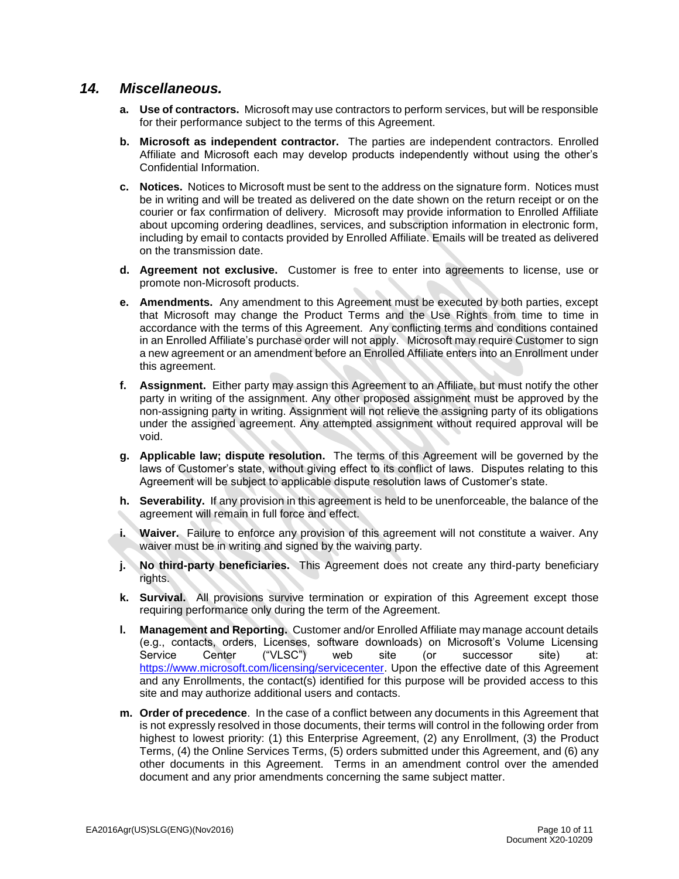## 14. *Miscellaneous.*

a. **Use of contractors.** Microsoft may use contractors to perform services, but will be responsible for their performance subject to the terms of this Agreement.

b. **Microsoft as independent contractor.** The parties are independent contractors. Enrolled Affiliate and Microsoft each may develop products independently without using the other's Confidential Information.

c. **Notices.** Notices to Microsoft must be sent to the address on the signature form. Notices must be in writing and will be treated as delivered on the date shown on the return receipt or on the courier or fax confirmation of delivery. Microsoft may provide information to Enrolled Affiliate about upcoming ordering deadlines, services, and subscription information in electronic form, including by email to contacts provided by Enrolled Affiliate. Emails will be treated as delivered on the transmission date.

d. **Agreement not exclusive.** Customer is free to enter into agreements to license, use or promote non-Microsoft products.

e. **Amendments.** Any amendment to this Agreement must be executed by both parties, except that Microsoft may change the Product Terms and the Use Rights from time to time in accordance with the terms of this Agreement. Any conflicting terms and conditions contained in an Enrolled Affiliate's purchase order will not apply. Microsoft may require Customer to sign a new agreement or an amendment before an Enrolled Affiliate enters into an Enrollment under this agreement.

f. **Assignment.** Either party may assign this Agreement to an Affiliate, but must notify the other party in writing of the assignment. Any other proposed assignment must be approved by the non-assigning party in writing. Assignment will not relieve the assigning party of its obligations under the assigned agreement. Any attempted assignment without required approval will be void.

g. **Applicable law; dispute resolution.** The terms of this Agreement will be governed by the laws of Customer's state, without giving effect to its conflict of laws. Disputes relating to this Agreement will be subject to applicable dispute resolution laws of Customer's state.

h. **Severability.** If any provision in this agreement is held to be unenforceable, the balance of the agreement will remain in full force and effect.

i. **Waiver.** Failure to enforce any provision of this agreement will not constitute a waiver. Any waiver must be in writing and signed by the waiving party.

j. **No third-party beneficiaries.** This Agreement does not create any third-party beneficiary rights.

k. **Survival.** All provisions survive termination or expiration of this Agreement except those requiring performance only during the term of the Agreement.

l. **Management and Reporting.** Customer and/or Enrolled Affiliate may manage account details (e.g., contacts, orders, Licenses, software downloads) on Microsoft's Volume Licensing Service Center ("VLSC") web site (or successor site) at: https://www.microsoft.com/licensing/servicecenter. Upon the effective date of this Agreement and any Enrollments, the contact(s) identified for this purpose will be provided access to this site and may authorize additional users and contacts.

m. **Order of precedence**. In the case of a conflict between any documents in this Agreement that is not expressly resolved in those documents, their terms will control in the following order from highest to lowest priority: (1) this Enterprise Agreement, (2) any Enrollment, (3) the Product Terms, (4) the Online Services Terms, (5) orders submitted under this Agreement, and (6) any other documents in this Agreement. Terms in an amendment control over the amended document and any prior amendments concerning the same subject matter.

EA2016Agr(US)SLG(ENG)(Nov2016)

Document X20-10209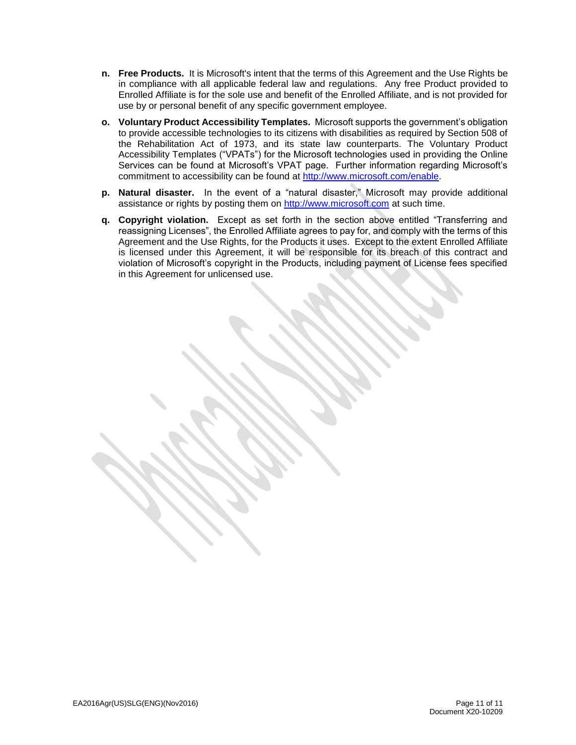**n. Free Products.** It is Microsoft's intent that the terms of this Agreement and the Use Rights be in compliance with all applicable federal law and regulations. Any free Product provided to Enrolled Affiliate is for the sole use and benefit of the Enrolled Affiliate, and is not provided for use by or personal benefit of any specific government employee.

**o. Voluntary Product Accessibility Templates.** Microsoft supports the government's obligation to provide accessible technologies to its citizens with disabilities as required by Section 508 of the Rehabilitation Act of 1973, and its state law counterparts. The Voluntary Product Accessibility Templates ("VPATs") for the Microsoft technologies used in providing the Online Services can be found at Microsoft's VPAT page. Further information regarding Microsoft's commitment to accessibility can be found at http://www.microsoft.com/enable.

**p. Natural disaster.** In the event of a "natural disaster," Microsoft may provide additional assistance or rights by posting them on http://www.microsoft.com at such time.

**q. Copyright violation.** Except as set forth in the section above entitled "Transferring and reassigning Licenses", the Enrolled Affiliate agrees to pay for, and comply with the terms of this Agreement and the Use Rights, for the Products it uses. Except to the extent Enrolled Affiliate is licensed under this Agreement, it will be responsible for its breach of this contract and violation of Microsoft's copyright in the Products, including payment of License fees specified in this Agreement for unlicensed use.